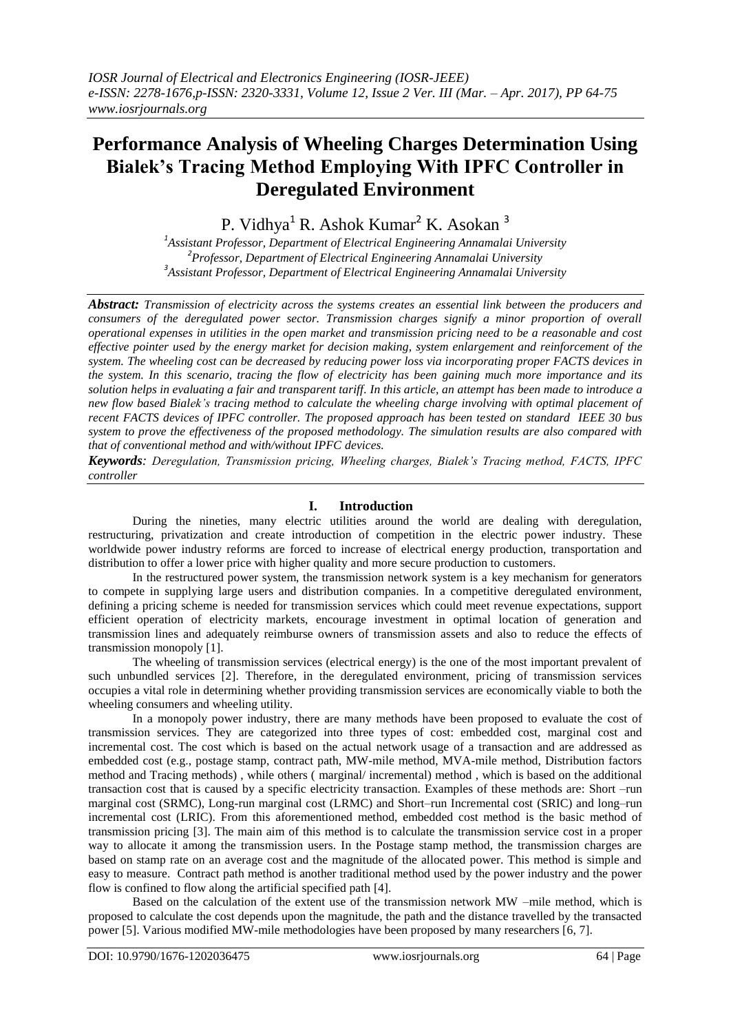# Performance Analysis of Wheeling Charges Determination Using Bialek's Tracing Method Employing With IPFC Controller in Deregulated Environment

P. Vidhya[1] R. Ashok Kumar[2] K. Asokan [3]

[1]*Assistant Professor, Department of Electrical Engineering Annamalai University*
[2]*Professor, Department of Electrical Engineering Annamalai University*
[3]*Assistant Professor, Department of Electrical Engineering Annamalai University*

***Abstract:*** *Transmission of electricity across the systems creates an essential link between the producers and consumers of the deregulated power sector. Transmission charges signify a minor proportion of overall operational expenses in utilities in the open market and transmission pricing need to be a reasonable and cost effective pointer used by the energy market for decision making, system enlargement and reinforcement of the system. The wheeling cost can be decreased by reducing power loss via incorporating proper FACTS devices in the system. In this scenario, tracing the flow of electricity has been gaining much more importance and its solution helps in evaluating a fair and transparent tariff. In this article, an attempt has been made to introduce a new flow based Bialek's tracing method to calculate the wheeling charge involving with optimal placement of recent FACTS devices of IPFC controller. The proposed approach has been tested on standard IEEE 30 bus system to prove the effectiveness of the proposed methodology. The simulation results are also compared with that of conventional method and with/without IPFC devices.*

***Keywords****: Deregulation, Transmission pricing, Wheeling charges, Bialek's Tracing method, FACTS, IPFC controller*

## I. Introduction

During the nineties, many electric utilities around the world are dealing with deregulation, restructuring, privatization and create introduction of competition in the electric power industry. These worldwide power industry reforms are forced to increase of electrical energy production, transportation and distribution to offer a lower price with higher quality and more secure production to customers.

In the restructured power system, the transmission network system is a key mechanism for generators to compete in supplying large users and distribution companies. In a competitive deregulated environment, defining a pricing scheme is needed for transmission services which could meet revenue expectations, support efficient operation of electricity markets, encourage investment in optimal location of generation and transmission lines and adequately reimburse owners of transmission assets and also to reduce the effects of transmission monopoly [1].

The wheeling of transmission services (electrical energy) is the one of the most important prevalent of such unbundled services [2]. Therefore, in the deregulated environment, pricing of transmission services occupies a vital role in determining whether providing transmission services are economically viable to both the wheeling consumers and wheeling utility.

In a monopoly power industry, there are many methods have been proposed to evaluate the cost of transmission services. They are categorized into three types of cost: embedded cost, marginal cost and incremental cost. The cost which is based on the actual network usage of a transaction and are addressed as embedded cost (e.g., postage stamp, contract path, MW-mile method, MVA-mile method, Distribution factors method and Tracing methods) , while others ( marginal/ incremental) method , which is based on the additional transaction cost that is caused by a specific electricity transaction. Examples of these methods are: Short –run marginal cost (SRMC), Long-run marginal cost (LRMC) and Short–run Incremental cost (SRIC) and long–run incremental cost (LRIC). From this aforementioned method, embedded cost method is the basic method of transmission pricing [3]. The main aim of this method is to calculate the transmission service cost in a proper way to allocate it among the transmission users. In the Postage stamp method, the transmission charges are based on stamp rate on an average cost and the magnitude of the allocated power. This method is simple and easy to measure. Contract path method is another traditional method used by the power industry and the power flow is confined to flow along the artificial specified path [4].

Based on the calculation of the extent use of the transmission network MW –mile method, which is proposed to calculate the cost depends upon the magnitude, the path and the distance travelled by the transacted power [5]. Various modified MW-mile methodologies have been proposed by many researchers [6, 7].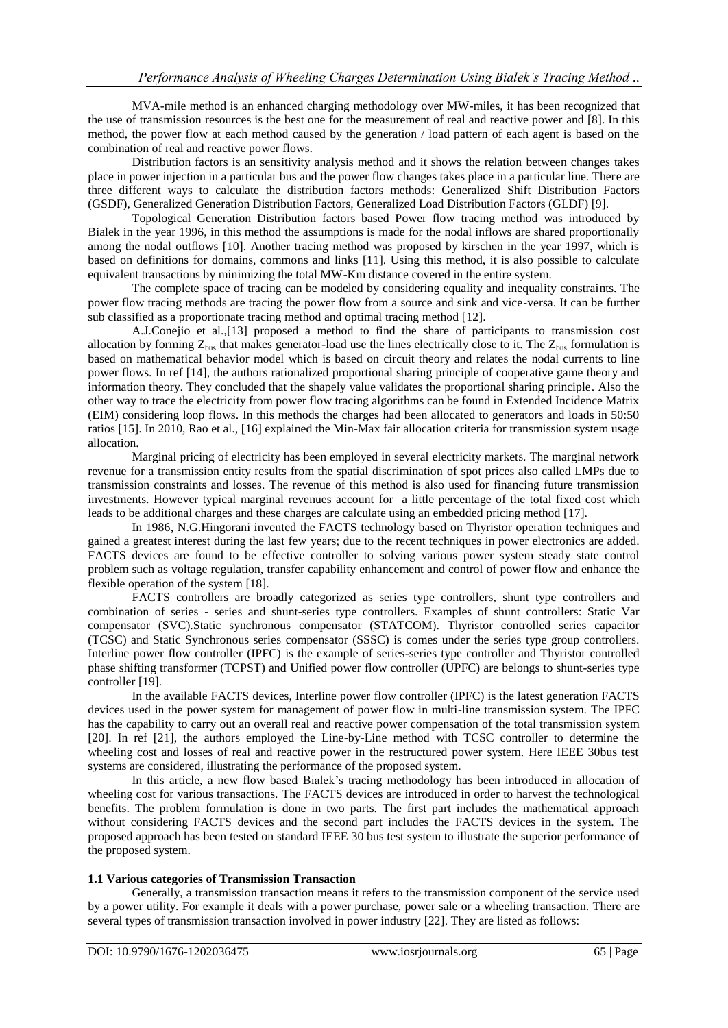MVA-mile method is an enhanced charging methodology over MW-miles, it has been recognized that the use of transmission resources is the best one for the measurement of real and reactive power and [8]. In this method, the power flow at each method caused by the generation / load pattern of each agent is based on the combination of real and reactive power flows.

Distribution factors is an sensitivity analysis method and it shows the relation between changes takes place in power injection in a particular bus and the power flow changes takes place in a particular line. There are three different ways to calculate the distribution factors methods: Generalized Shift Distribution Factors (GSDF), Generalized Generation Distribution Factors, Generalized Load Distribution Factors (GLDF) [9].

Topological Generation Distribution factors based Power flow tracing method was introduced by Bialek in the year 1996, in this method the assumptions is made for the nodal inflows are shared proportionally among the nodal outflows [10]. Another tracing method was proposed by kirschen in the year 1997, which is based on definitions for domains, commons and links [11]. Using this method, it is also possible to calculate equivalent transactions by minimizing the total MW-Km distance covered in the entire system.

The complete space of tracing can be modeled by considering equality and inequality constraints. The power flow tracing methods are tracing the power flow from a source and sink and vice-versa. It can be further sub classified as a proportionate tracing method and optimal tracing method [12].

A.J.Conejio et al.,[13] proposed a method to find the share of participants to transmission cost allocation by forming $Z_{bus}$ that makes generator-load use the lines electrically close to it. The $Z_{bus}$ formulation is based on mathematical behavior model which is based on circuit theory and relates the nodal currents to line power flows. In ref [14], the authors rationalized proportional sharing principle of cooperative game theory and information theory. They concluded that the shapely value validates the proportional sharing principle. Also the other way to trace the electricity from power flow tracing algorithms can be found in Extended Incidence Matrix (EIM) considering loop flows. In this methods the charges had been allocated to generators and loads in 50:50 ratios [15]. In 2010, Rao et al., [16] explained the Min-Max fair allocation criteria for transmission system usage allocation.

Marginal pricing of electricity has been employed in several electricity markets. The marginal network revenue for a transmission entity results from the spatial discrimination of spot prices also called LMPs due to transmission constraints and losses. The revenue of this method is also used for financing future transmission investments. However typical marginal revenues account for a little percentage of the total fixed cost which leads to be additional charges and these charges are calculate using an embedded pricing method [17].

In 1986, N.G.Hingorani invented the FACTS technology based on Thyristor operation techniques and gained a greatest interest during the last few years; due to the recent techniques in power electronics are added. FACTS devices are found to be effective controller to solving various power system steady state control problem such as voltage regulation, transfer capability enhancement and control of power flow and enhance the flexible operation of the system [18].

FACTS controllers are broadly categorized as series type controllers, shunt type controllers and combination of series - series and shunt-series type controllers. Examples of shunt controllers: Static Var compensator (SVC).Static synchronous compensator (STATCOM). Thyristor controlled series capacitor (TCSC) and Static Synchronous series compensator (SSSC) is comes under the series type group controllers. Interline power flow controller (IPFC) is the example of series-series type controller and Thyristor controlled phase shifting transformer (TCPST) and Unified power flow controller (UPFC) are belongs to shunt-series type controller [19].

In the available FACTS devices, Interline power flow controller (IPFC) is the latest generation FACTS devices used in the power system for management of power flow in multi-line transmission system. The IPFC has the capability to carry out an overall real and reactive power compensation of the total transmission system [20]. In ref [21], the authors employed the Line-by-Line method with TCSC controller to determine the wheeling cost and losses of real and reactive power in the restructured power system. Here IEEE 30bus test systems are considered, illustrating the performance of the proposed system.

In this article, a new flow based Bialek's tracing methodology has been introduced in allocation of wheeling cost for various transactions. The FACTS devices are introduced in order to harvest the technological benefits. The problem formulation is done in two parts. The first part includes the mathematical approach without considering FACTS devices and the second part includes the FACTS devices in the system. The proposed approach has been tested on standard IEEE 30 bus test system to illustrate the superior performance of the proposed system.

### 1.1 Various categories of Transmission Transaction

Generally, a transmission transaction means it refers to the transmission component of the service used by a power utility. For example it deals with a power purchase, power sale or a wheeling transaction. There are several types of transmission transaction involved in power industry [22]. They are listed as follows: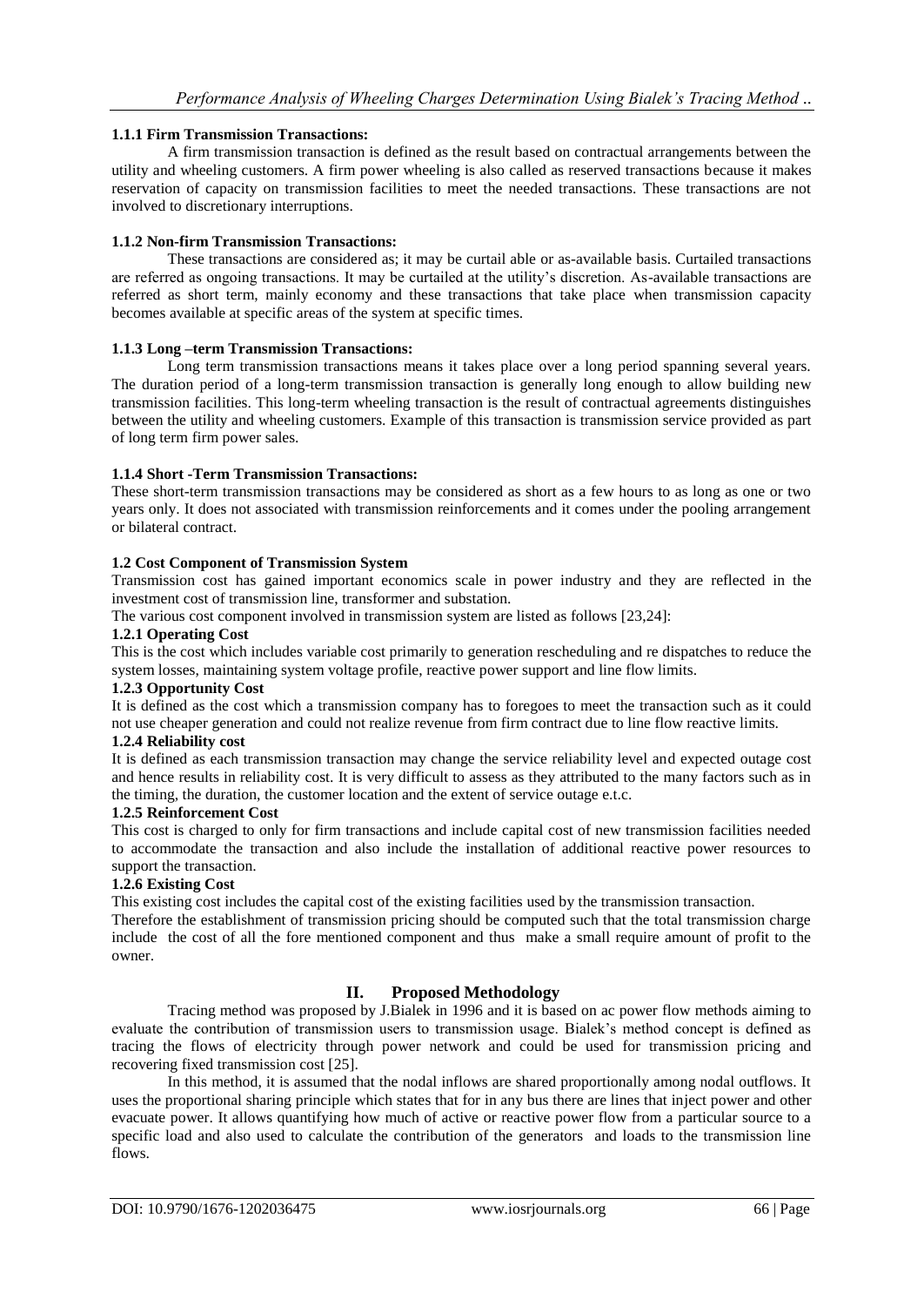#### 1.1.1 Firm Transmission Transactions:

A firm transmission transaction is defined as the result based on contractual arrangements between the utility and wheeling customers. A firm power wheeling is also called as reserved transactions because it makes reservation of capacity on transmission facilities to meet the needed transactions. These transactions are not involved to discretionary interruptions.

#### 1.1.2 Non-firm Transmission Transactions:

These transactions are considered as; it may be curtail able or as-available basis. Curtailed transactions are referred as ongoing transactions. It may be curtailed at the utility's discretion. As-available transactions are referred as short term, mainly economy and these transactions that take place when transmission capacity becomes available at specific areas of the system at specific times.

#### 1.1.3 Long –term Transmission Transactions:

Long term transmission transactions means it takes place over a long period spanning several years. The duration period of a long-term transmission transaction is generally long enough to allow building new transmission facilities. This long-term wheeling transaction is the result of contractual agreements distinguishes between the utility and wheeling customers. Example of this transaction is transmission service provided as part of long term firm power sales.

#### 1.1.4 Short -Term Transmission Transactions:

These short-term transmission transactions may be considered as short as a few hours to as long as one or two years only. It does not associated with transmission reinforcements and it comes under the pooling arrangement or bilateral contract.

### 1.2 Cost Component of Transmission System

Transmission cost has gained important economics scale in power industry and they are reflected in the investment cost of transmission line, transformer and substation.

The various cost component involved in transmission system are listed as follows [23,24]:

#### 1.2.1 Operating Cost

This is the cost which includes variable cost primarily to generation rescheduling and re dispatches to reduce the system losses, maintaining system voltage profile, reactive power support and line flow limits.

#### 1.2.3 Opportunity Cost

It is defined as the cost which a transmission company has to foregoes to meet the transaction such as it could not use cheaper generation and could not realize revenue from firm contract due to line flow reactive limits.

#### 1.2.4 Reliability cost

It is defined as each transmission transaction may change the service reliability level and expected outage cost and hence results in reliability cost. It is very difficult to assess as they attributed to the many factors such as in the timing, the duration, the customer location and the extent of service outage e.t.c.

#### 1.2.5 Reinforcement Cost

This cost is charged to only for firm transactions and include capital cost of new transmission facilities needed to accommodate the transaction and also include the installation of additional reactive power resources to support the transaction.

#### 1.2.6 Existing Cost

This existing cost includes the capital cost of the existing facilities used by the transmission transaction.

Therefore the establishment of transmission pricing should be computed such that the total transmission charge include the cost of all the fore mentioned component and thus make a small require amount of profit to the owner.

## II. Proposed Methodology

Tracing method was proposed by J.Bialek in 1996 and it is based on ac power flow methods aiming to evaluate the contribution of transmission users to transmission usage. Bialek's method concept is defined as tracing the flows of electricity through power network and could be used for transmission pricing and recovering fixed transmission cost [25].

In this method, it is assumed that the nodal inflows are shared proportionally among nodal outflows. It uses the proportional sharing principle which states that for in any bus there are lines that inject power and other evacuate power. It allows quantifying how much of active or reactive power flow from a particular source to a specific load and also used to calculate the contribution of the generators and loads to the transmission line flows.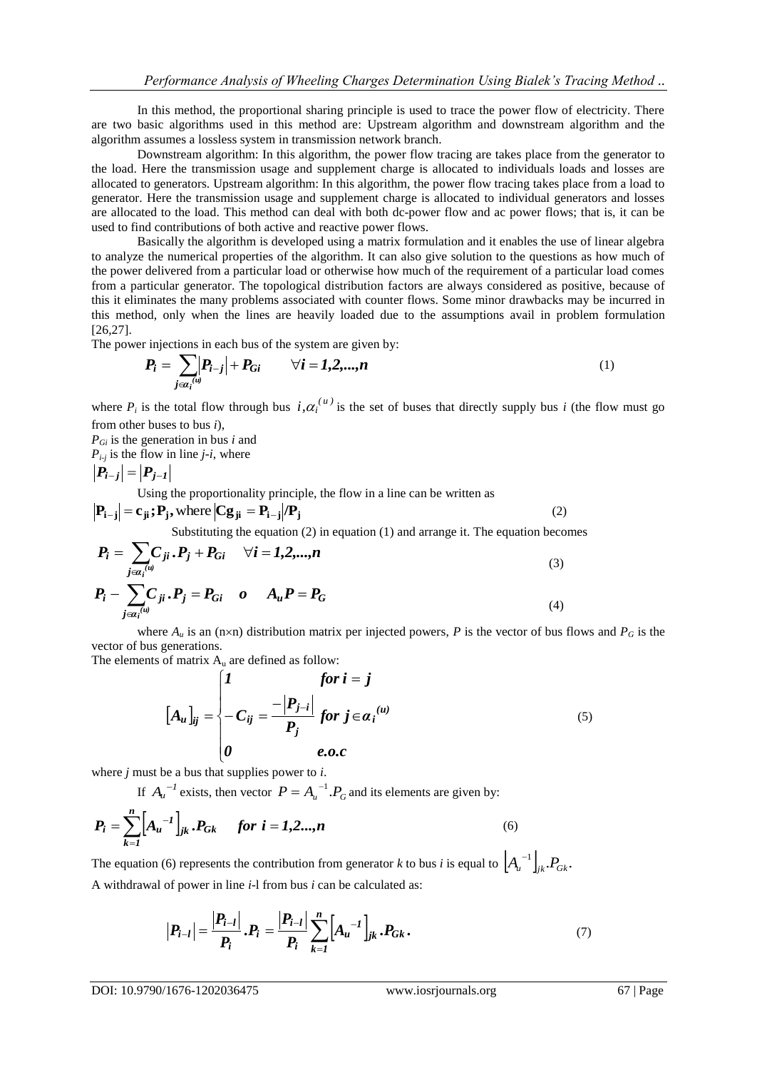In this method, the proportional sharing principle is used to trace the power flow of electricity. There are two basic algorithms used in this method are: Upstream algorithm and downstream algorithm and the algorithm assumes a lossless system in transmission network branch.

Downstream algorithm: In this algorithm, the power flow tracing are takes place from the generator to the load. Here the transmission usage and supplement charge is allocated to individuals loads and losses are allocated to generators. Upstream algorithm: In this algorithm, the power flow tracing takes place from a load to generator. Here the transmission usage and supplement charge is allocated to individual generators and losses are allocated to the load. This method can deal with both dc-power flow and ac power flows; that is, it can be used to find contributions of both active and reactive power flows.

Basically the algorithm is developed using a matrix formulation and it enables the use of linear algebra to analyze the numerical properties of the algorithm. It can also give solution to the questions as how much of the power delivered from a particular load or otherwise how much of the requirement of a particular load comes from a particular generator. The topological distribution factors are always considered as positive, because of this it eliminates the many problems associated with counter flows. Some minor drawbacks may be incurred in this method, only when the lines are heavily loaded due to the assumptions avail in problem formulation [26,27].

The power injections in each bus of the system are given by:

$$P_i = \sum_{j \in \alpha_i^{(u)}} |P_{i-j}| + P_{Gi} \qquad \forall i = 1,2,...,n \tag{1}$$

where $P_i$ is the total flow through bus $i, \alpha_i^{(u)}$ is the set of buses that directly supply bus $i$ (the flow must go from other buses to bus $i$),

$P_{Gi}$ is the generation in bus $i$ and

$P_{i-j}$ is the flow in line $j$-$i$, where

$|P_{i-j}| = |P_{j-1}|$

Using the proportionality principle, the flow in a line can be written as

$$|\mathbf{P_{i-j}}| = \mathbf{c_{ji}}; \mathbf{P_j}, \text{where } |\mathbf{Cg_{ji}} = \mathbf{P_{i-j}}|/\mathbf{P_j} \tag{2}$$

Substituting the equation (2) in equation (1) and arrange it. The equation becomes

$$P_i = \sum_{j \in \alpha_i^{(u)}} C_{ji} . P_j + P_{Gi} \quad \forall i = 1,2,...,n \tag{3}$$

$$P_i - \sum_{j \in \alpha_i^{(u)}} C_{ji} . P_j = P_{Gi} \quad o \quad A_u P = P_G \tag{4}$$

where $A_u$ is an (n×n) distribution matrix per injected powers, $P$ is the vector of bus flows and $P_G$ is the vector of bus generations.

The elements of matrix $A_u$ are defined as follow:

$$[A_u]_{ij} = \begin{cases} 1 & \textit{for } i = j \\ -C_{ij} = \dfrac{-|P_{j-i}|}{P_j} & \textit{for } j \in \alpha_i^{(u)} \\ 0 & \textit{e.o.c} \end{cases} \tag{5}$$

where $j$ must be a bus that supplies power to $i$.

If $A_u^{-1}$ exists, then vector $P = A_u^{-1}.P_G$ and its elements are given by:

$$P_i = \sum_{k=1}^{n} \left[A_u^{-1}\right]_{jk} . P_{Gk} \quad \textit{for } i = 1,2...,n \tag{6}$$

The equation (6) represents the contribution from generator $k$ to bus $i$ is equal to $\left[A_u^{-1}\right]_{jk}.P_{Gk}$.

A withdrawal of power in line $i$-l from bus $i$ can be calculated as:

$$|P_{i-l}| = \frac{|P_{i-l}|}{P_i}.P_i = \frac{|P_{i-l}|}{P_i} \sum_{k=1}^{n} \left[A_u^{-1}\right]_{jk} . P_{Gk}. \tag{7}$$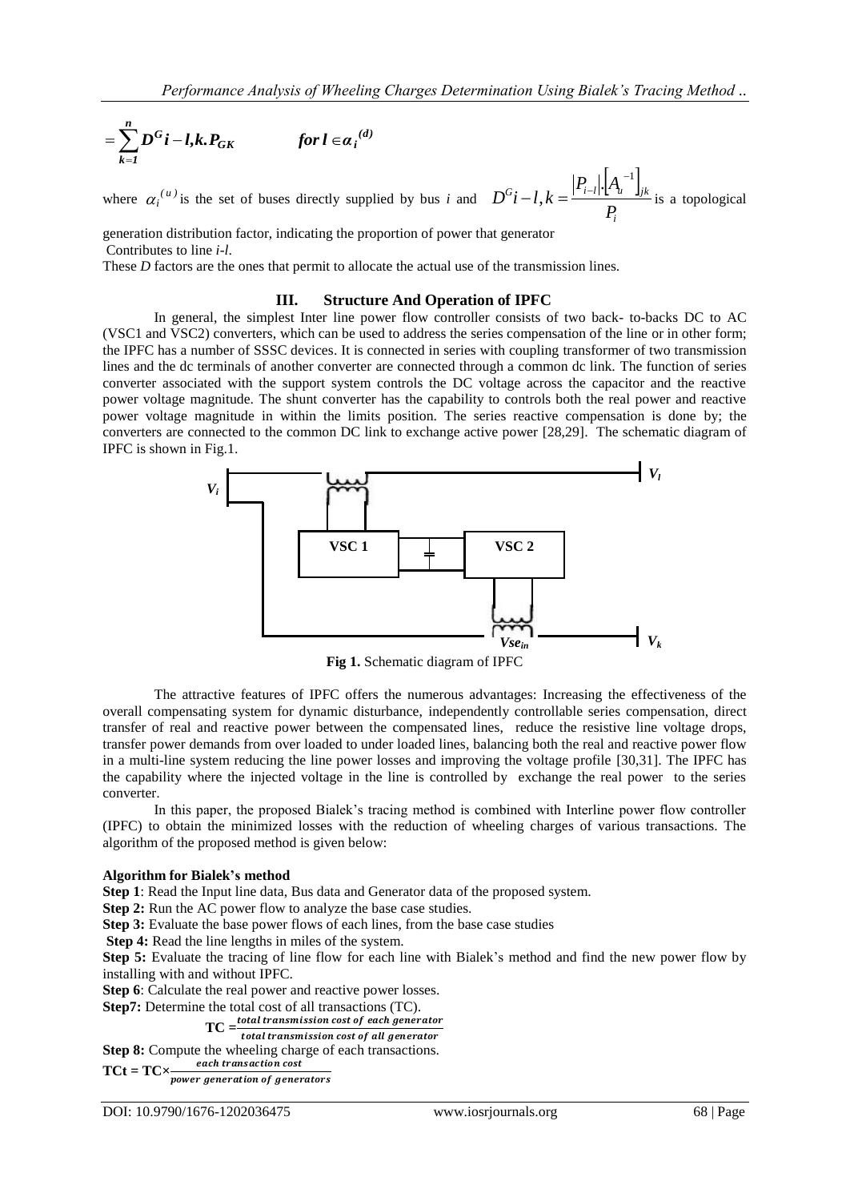$$= \sum_{k=1}^{n} D^{G} i - l, k . P_{GK} \qquad \textbf{for } l \in \alpha_i^{(d)}$$

where $\alpha_i^{(u)}$ is the set of buses directly supplied by bus *i* and $D^{G} i - l, k = \frac{|P_{i-l}| \cdot [A_u^{-1}]_{jk}}{P_i}$ is a topological generation distribution factor, indicating the proportion of power that generator Contributes to line *i-l*.

These *D* factors are the ones that permit to allocate the actual use of the transmission lines.

## III. Structure And Operation of IPFC

In general, the simplest Inter line power flow controller consists of two back- to-backs DC to AC (VSC1 and VSC2) converters, which can be used to address the series compensation of the line or in other form; the IPFC has a number of SSSC devices. It is connected in series with coupling transformer of two transmission lines and the dc terminals of another converter are connected through a common dc link. The function of series converter associated with the support system controls the DC voltage across the capacitor and the reactive power voltage magnitude. The shunt converter has the capability to controls both the real power and reactive power voltage magnitude in within the limits position. The series reactive compensation is done by; the converters are connected to the common DC link to exchange active power [28,29]. The schematic diagram of IPFC is shown in Fig.1.

**Fig 1.** Schematic diagram of IPFC

The attractive features of IPFC offers the numerous advantages: Increasing the effectiveness of the overall compensating system for dynamic disturbance, independently controllable series compensation, direct transfer of real and reactive power between the compensated lines, reduce the resistive line voltage drops, transfer power demands from over loaded to under loaded lines, balancing both the real and reactive power flow in a multi-line system reducing the line power losses and improving the voltage profile [30,31]. The IPFC has the capability where the injected voltage in the line is controlled by exchange the real power to the series converter.

In this paper, the proposed Bialek's tracing method is combined with Interline power flow controller (IPFC) to obtain the minimized losses with the reduction of wheeling charges of various transactions. The algorithm of the proposed method is given below:

**Algorithm for Bialek's method**

**Step 1**: Read the Input line data, Bus data and Generator data of the proposed system.

**Step 2:** Run the AC power flow to analyze the base case studies.

**Step 3:** Evaluate the base power flows of each lines, from the base case studies

**Step 4:** Read the line lengths in miles of the system.

**Step 5:** Evaluate the tracing of line flow for each line with Bialek's method and find the new power flow by installing with and without IPFC.

**Step 6**: Calculate the real power and reactive power losses.

**Step7:** Determine the total cost of all transactions (TC).

$$\mathbf{TC} = \frac{\textit{total transmission cost of each generator}}{\textit{total transmission cost of all generator}}$$

**Step 8:** Compute the wheeling charge of each transactions.

$$\mathbf{TCt} = \mathbf{TC} \times \frac{\textit{each transaction cost}}{\textit{power generation of generators}}$$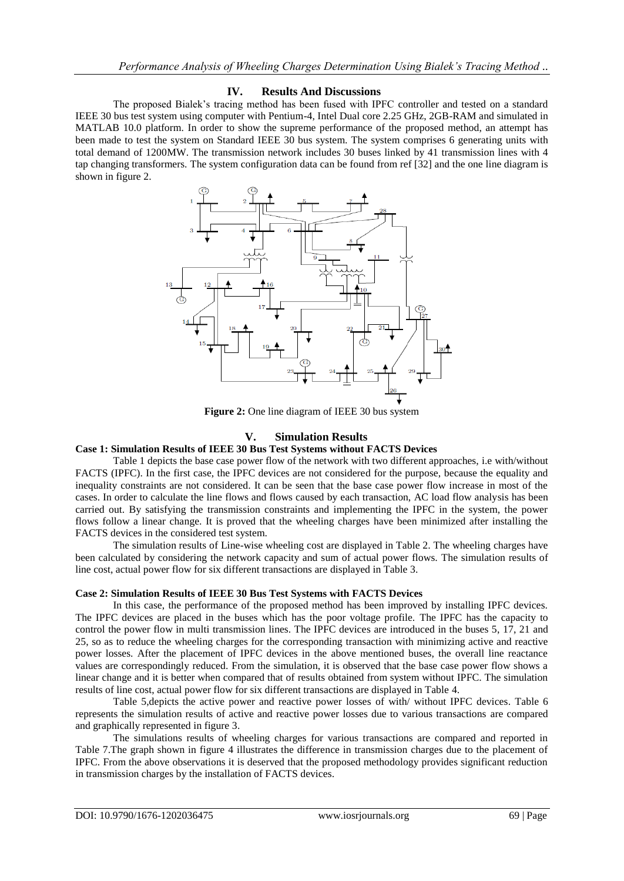## IV. Results And Discussions

The proposed Bialek's tracing method has been fused with IPFC controller and tested on a standard IEEE 30 bus test system using computer with Pentium-4, Intel Dual core 2.25 GHz, 2GB-RAM and simulated in MATLAB 10.0 platform. In order to show the supreme performance of the proposed method, an attempt has been made to test the system on Standard IEEE 30 bus system. The system comprises 6 generating units with total demand of 1200MW. The transmission network includes 30 buses linked by 41 transmission lines with 4 tap changing transformers. The system configuration data can be found from ref [32] and the one line diagram is shown in figure 2.

**Figure 2:** One line diagram of IEEE 30 bus system

## V. Simulation Results

### Case 1: Simulation Results of IEEE 30 Bus Test Systems without FACTS Devices

Table 1 depicts the base case power flow of the network with two different approaches, i.e with/without FACTS (IPFC). In the first case, the IPFC devices are not considered for the purpose, because the equality and inequality constraints are not considered. It can be seen that the base case power flow increase in most of the cases. In order to calculate the line flows and flows caused by each transaction, AC load flow analysis has been carried out. By satisfying the transmission constraints and implementing the IPFC in the system, the power flows follow a linear change. It is proved that the wheeling charges have been minimized after installing the FACTS devices in the considered test system.

The simulation results of Line-wise wheeling cost are displayed in Table 2. The wheeling charges have been calculated by considering the network capacity and sum of actual power flows. The simulation results of line cost, actual power flow for six different transactions are displayed in Table 3.

### Case 2: Simulation Results of IEEE 30 Bus Test Systems with FACTS Devices

In this case, the performance of the proposed method has been improved by installing IPFC devices. The IPFC devices are placed in the buses which has the poor voltage profile. The IPFC has the capacity to control the power flow in multi transmission lines. The IPFC devices are introduced in the buses 5, 17, 21 and 25, so as to reduce the wheeling charges for the corresponding transaction with minimizing active and reactive power losses. After the placement of IPFC devices in the above mentioned buses, the overall line reactance values are correspondingly reduced. From the simulation, it is observed that the base case power flow shows a linear change and it is better when compared that of results obtained from system without IPFC. The simulation results of line cost, actual power flow for six different transactions are displayed in Table 4.

Table 5,depicts the active power and reactive power losses of with/ without IPFC devices. Table 6 represents the simulation results of active and reactive power losses due to various transactions are compared and graphically represented in figure 3.

The simulations results of wheeling charges for various transactions are compared and reported in Table 7.The graph shown in figure 4 illustrates the difference in transmission charges due to the placement of IPFC. From the above observations it is deserved that the proposed methodology provides significant reduction in transmission charges by the installation of FACTS devices.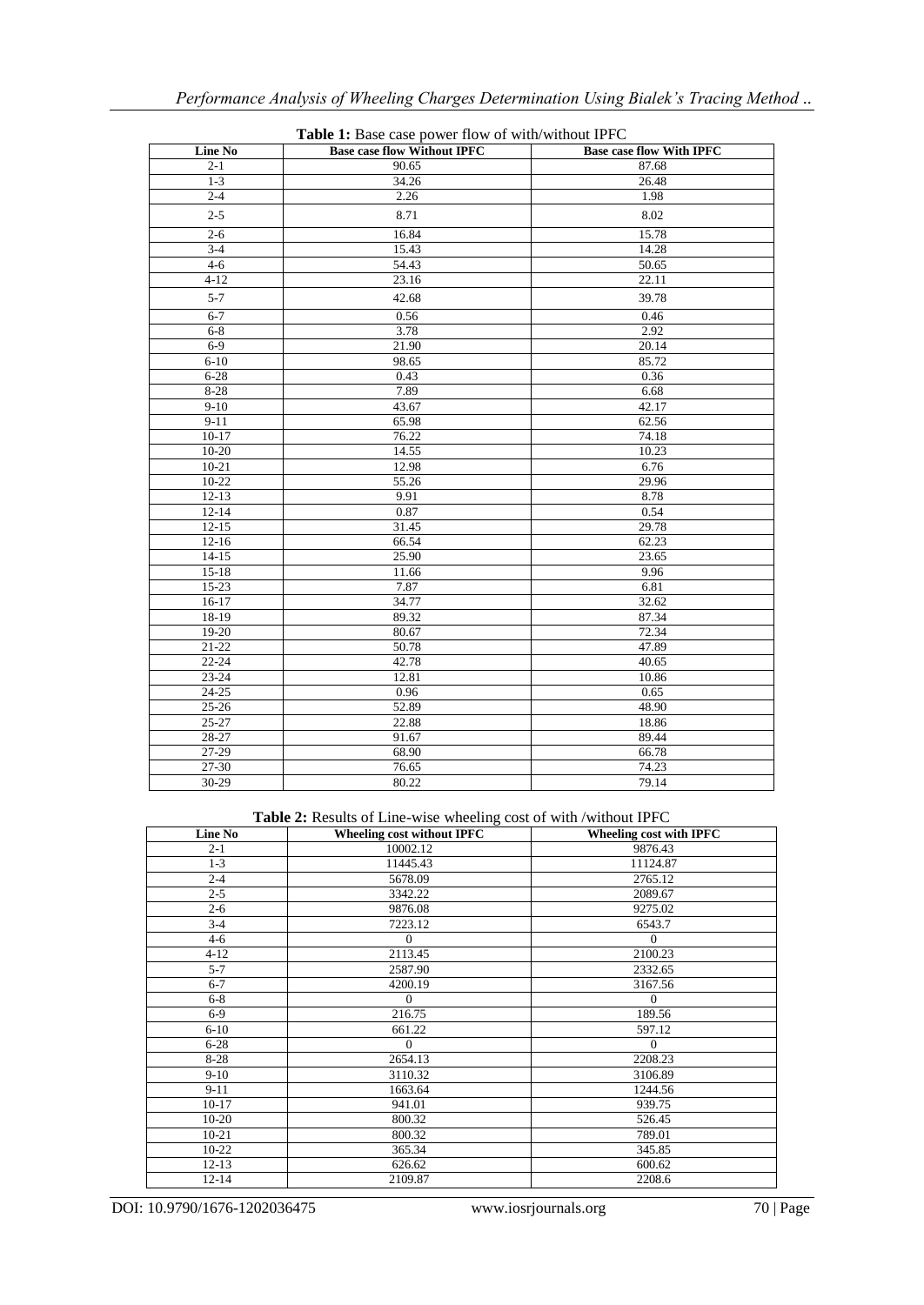**Table 1:** Base case power flow of with/without IPFC

| Line No | Base case flow Without IPFC | Base case flow With IPFC |
|---|---|---|
| 2-1 | 90.65 | 87.68 |
| 1-3 | 34.26 | 26.48 |
| 2-4 | 2.26 | 1.98 |
| 2-5 | 8.71 | 8.02 |
| 2-6 | 16.84 | 15.78 |
| 3-4 | 15.43 | 14.28 |
| 4-6 | 54.43 | 50.65 |
| 4-12 | 23.16 | 22.11 |
| 5-7 | 42.68 | 39.78 |
| 6-7 | 0.56 | 0.46 |
| 6-8 | 3.78 | 2.92 |
| 6-9 | 21.90 | 20.14 |
| 6-10 | 98.65 | 85.72 |
| 6-28 | 0.43 | 0.36 |
| 8-28 | 7.89 | 6.68 |
| 9-10 | 43.67 | 42.17 |
| 9-11 | 65.98 | 62.56 |
| 10-17 | 76.22 | 74.18 |
| 10-20 | 14.55 | 10.23 |
| 10-21 | 12.98 | 6.76 |
| 10-22 | 55.26 | 29.96 |
| 12-13 | 9.91 | 8.78 |
| 12-14 | 0.87 | 0.54 |
| 12-15 | 31.45 | 29.78 |
| 12-16 | 66.54 | 62.23 |
| 14-15 | 25.90 | 23.65 |
| 15-18 | 11.66 | 9.96 |
| 15-23 | 7.87 | 6.81 |
| 16-17 | 34.77 | 32.62 |
| 18-19 | 89.32 | 87.34 |
| 19-20 | 80.67 | 72.34 |
| 21-22 | 50.78 | 47.89 |
| 22-24 | 42.78 | 40.65 |
| 23-24 | 12.81 | 10.86 |
| 24-25 | 0.96 | 0.65 |
| 25-26 | 52.89 | 48.90 |
| 25-27 | 22.88 | 18.86 |
| 28-27 | 91.67 | 89.44 |
| 27-29 | 68.90 | 66.78 |
| 27-30 | 76.65 | 74.23 |
| 30-29 | 80.22 | 79.14 |

**Table 2:** Results of Line-wise wheeling cost of with /without IPFC

| Line No | Wheeling cost without IPFC | Wheeling cost with IPFC |
|---|---|---|
| 2-1 | 10002.12 | 9876.43 |
| 1-3 | 11445.43 | 11124.87 |
| 2-4 | 5678.09 | 2765.12 |
| 2-5 | 3342.22 | 2089.67 |
| 2-6 | 9876.08 | 9275.02 |
| 3-4 | 7223.12 | 6543.7 |
| 4-6 | 0 | 0 |
| 4-12 | 2113.45 | 2100.23 |
| 5-7 | 2587.90 | 2332.65 |
| 6-7 | 4200.19 | 3167.56 |
| 6-8 | 0 | 0 |
| 6-9 | 216.75 | 189.56 |
| 6-10 | 661.22 | 597.12 |
| 6-28 | 0 | 0 |
| 8-28 | 2654.13 | 2208.23 |
| 9-10 | 3110.32 | 3106.89 |
| 9-11 | 1663.64 | 1244.56 |
| 10-17 | 941.01 | 939.75 |
| 10-20 | 800.32 | 526.45 |
| 10-21 | 800.32 | 789.01 |
| 10-22 | 365.34 | 345.85 |
| 12-13 | 626.62 | 600.62 |
| 12-14 | 2109.87 | 2208.6 |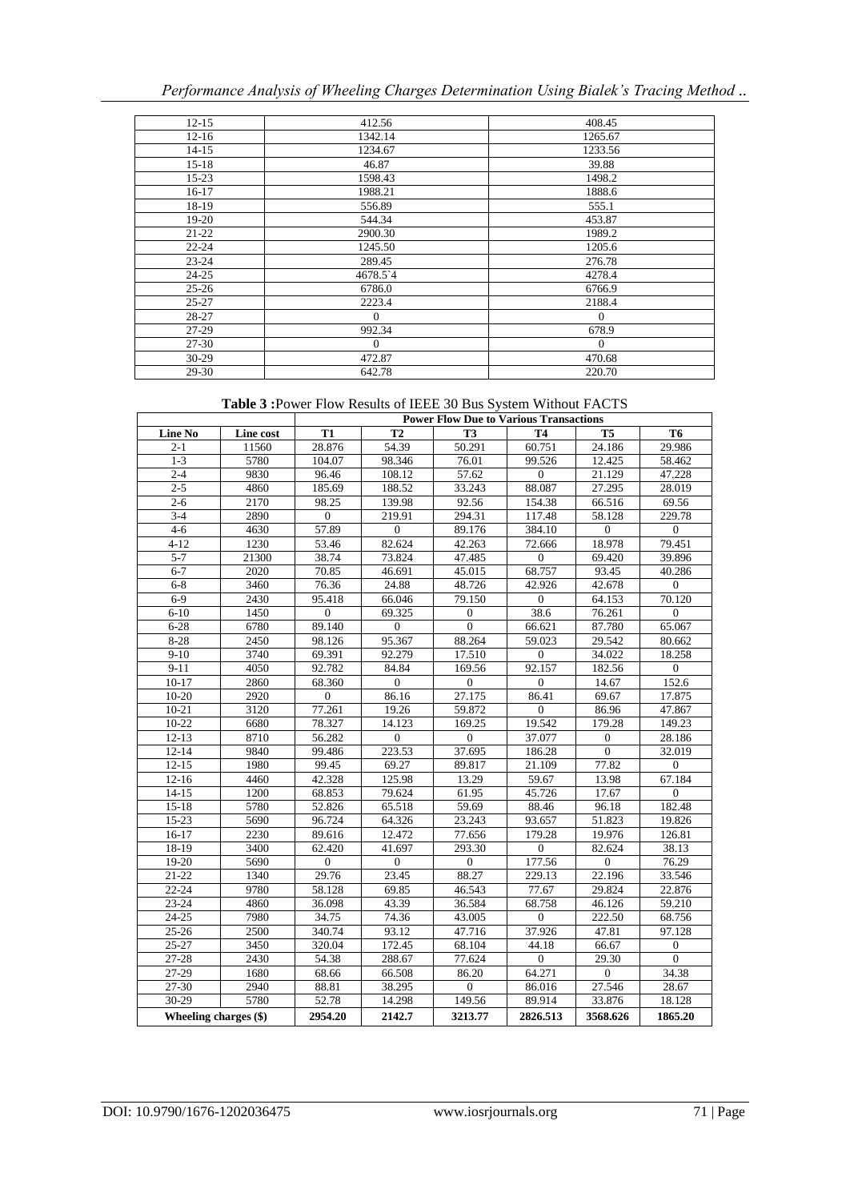| 12-15 | 412.56 | 408.45 |
|---|---|---|
| 12-16 | 1342.14 | 1265.67 |
| 14-15 | 1234.67 | 1233.56 |
| 15-18 | 46.87 | 39.88 |
| 15-23 | 1598.43 | 1498.2 |
| 16-17 | 1988.21 | 1888.6 |
| 18-19 | 556.89 | 555.1 |
| 19-20 | 544.34 | 453.87 |
| 21-22 | 2900.30 | 1989.2 |
| 22-24 | 1245.50 | 1205.6 |
| 23-24 | 289.45 | 276.78 |
| 24-25 | 4678.5`4 | 4278.4 |
| 25-26 | 6786.0 | 6766.9 |
| 25-27 | 2223.4 | 2188.4 |
| 28-27 | 0 | 0 |
| 27-29 | 992.34 | 678.9 |
| 27-30 | 0 | 0 |
| 30-29 | 472.87 | 470.68 |
| 29-30 | 642.78 | 220.70 |

**Table 3 :** Power Flow Results of IEEE 30 Bus System Without FACTS

| | | Power Flow Due to Various Transactions | | | | | |
|---|---|---|---|---|---|---|---|
| **Line No** | **Line cost** | **T1** | **T2** | **T3** | **T4** | **T5** | **T6** |
| 2-1 | 11560 | 28.876 | 54.39 | 50.291 | 60.751 | 24.186 | 29.986 |
| 1-3 | 5780 | 104.07 | 98.346 | 76.01 | 99.526 | 12.425 | 58.462 |
| 2-4 | 9830 | 96.46 | 108.12 | 57.62 | 0 | 21.129 | 47.228 |
| 2-5 | 4860 | 185.69 | 188.52 | 33.243 | 88.087 | 27.295 | 28.019 |
| 2-6 | 2170 | 98.25 | 139.98 | 92.56 | 154.38 | 66.516 | 69.56 |
| 3-4 | 2890 | 0 | 219.91 | 294.31 | 117.48 | 58.128 | 229.78 |
| 4-6 | 4630 | 57.89 | 0 | 89.176 | 384.10 | 0 | 0 |
| 4-12 | 1230 | 53.46 | 82.624 | 42.263 | 72.666 | 18.978 | 79.451 |
| 5-7 | 21300 | 38.74 | 73.824 | 47.485 | 0 | 69.420 | 39.896 |
| 6-7 | 2020 | 70.85 | 46.691 | 45.015 | 68.757 | 93.45 | 40.286 |
| 6-8 | 3460 | 76.36 | 24.88 | 48.726 | 42.926 | 42.678 | 0 |
| 6-9 | 2430 | 95.418 | 66.046 | 79.150 | 0 | 64.153 | 70.120 |
| 6-10 | 1450 | 0 | 69.325 | 0 | 38.6 | 76.261 | 0 |
| 6-28 | 6780 | 89.140 | 0 | 0 | 66.621 | 87.780 | 65.067 |
| 8-28 | 2450 | 98.126 | 95.367 | 88.264 | 59.023 | 29.542 | 80.662 |
| 9-10 | 3740 | 69.391 | 92.279 | 17.510 | 0 | 34.022 | 18.258 |
| 9-11 | 4050 | 92.782 | 84.84 | 169.56 | 92.157 | 182.56 | 0 |
| 10-17 | 2860 | 68.360 | 0 | 0 | 0 | 14.67 | 152.6 |
| 10-20 | 2920 | 0 | 86.16 | 27.175 | 86.41 | 69.67 | 17.875 |
| 10-21 | 3120 | 77.261 | 19.26 | 59.872 | 0 | 86.96 | 47.867 |
| 10-22 | 6680 | 78.327 | 14.123 | 169.25 | 19.542 | 179.28 | 149.23 |
| 12-13 | 8710 | 56.282 | 0 | 0 | 37.077 | 0 | 28.186 |
| 12-14 | 9840 | 99.486 | 223.53 | 37.695 | 186.28 | 0 | 32.019 |
| 12-15 | 1980 | 99.45 | 69.27 | 89.817 | 21.109 | 77.82 | 0 |
| 12-16 | 4460 | 42.328 | 125.98 | 13.29 | 59.67 | 13.98 | 67.184 |
| 14-15 | 1200 | 68.853 | 79.624 | 61.95 | 45.726 | 17.67 | 0 |
| 15-18 | 5780 | 52.826 | 65.518 | 59.69 | 88.46 | 96.18 | 182.48 |
| 15-23 | 5690 | 96.724 | 64.326 | 23.243 | 93.657 | 51.823 | 19.826 |
| 16-17 | 2230 | 89.616 | 12.472 | 77.656 | 179.28 | 19.976 | 126.81 |
| 18-19 | 3400 | 62.420 | 41.697 | 293.30 | 0 | 82.624 | 38.13 |
| 19-20 | 5690 | 0 | 0 | 0 | 177.56 | 0 | 76.29 |
| 21-22 | 1340 | 29.76 | 23.45 | 88.27 | 229.13 | 22.196 | 33.546 |
| 22-24 | 9780 | 58.128 | 69.85 | 46.543 | 77.67 | 29.824 | 22.876 |
| 23-24 | 4860 | 36.098 | 43.39 | 36.584 | 68.758 | 46.126 | 59.210 |
| 24-25 | 7980 | 34.75 | 74.36 | 43.005 | 0 | 222.50 | 68.756 |
| 25-26 | 2500 | 340.74 | 93.12 | 47.716 | 37.926 | 47.81 | 97.128 |
| 25-27 | 3450 | 320.04 | 172.45 | 68.104 | 44.18 | 66.67 | 0 |
| 27-28 | 2430 | 54.38 | 288.67 | 77.624 | 0 | 29.30 | 0 |
| 27-29 | 1680 | 68.66 | 66.508 | 86.20 | 64.271 | 0 | 34.38 |
| 27-30 | 2940 | 88.81 | 38.295 | 0 | 86.016 | 27.546 | 28.67 |
| 30-29 | 5780 | 52.78 | 14.298 | 149.56 | 89.914 | 33.876 | 18.128 |
| **Wheeling charges ($)** | | **2954.20** | **2142.7** | **3213.77** | **2826.513** | **3568.626** | **1865.20** |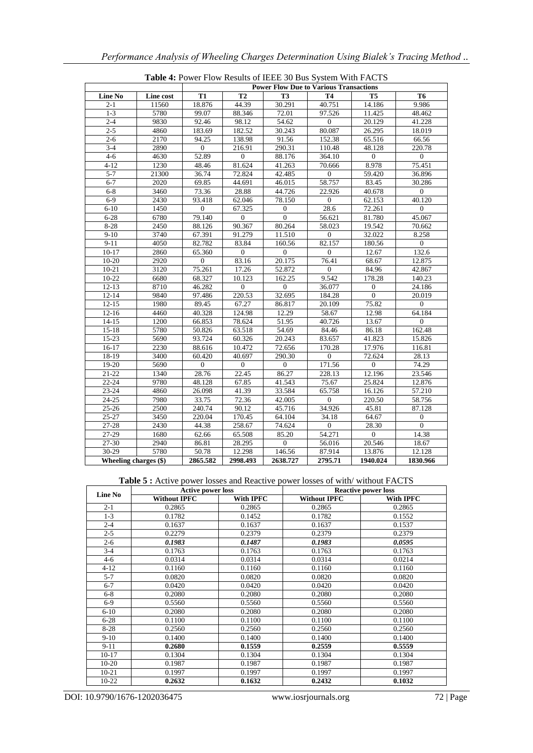**Table 4:** Power Flow Results of IEEE 30 Bus System With FACTS

| Line No | Line cost | Power Flow Due to Various Transactions | | | | | |
|---|---|---|---|---|---|---|---|
| | | **T1** | **T2** | **T3** | **T4** | **T5** | **T6** |
| 2-1 | 11560 | 18.876 | 44.39 | 30.291 | 40.751 | 14.186 | 9.986 |
| 1-3 | 5780 | 99.07 | 88.346 | 72.01 | 97.526 | 11.425 | 48.462 |
| 2-4 | 9830 | 92.46 | 98.12 | 54.62 | 0 | 20.129 | 41.228 |
| 2-5 | 4860 | 183.69 | 182.52 | 30.243 | 80.087 | 26.295 | 18.019 |
| 2-6 | 2170 | 94.25 | 138.98 | 91.56 | 152.38 | 65.516 | 66.56 |
| 3-4 | 2890 | 0 | 216.91 | 290.31 | 110.48 | 48.128 | 220.78 |
| 4-6 | 4630 | 52.89 | 0 | 88.176 | 364.10 | 0 | 0 |
| 4-12 | 1230 | 48.46 | 81.624 | 41.263 | 70.666 | 8.978 | 75.451 |
| 5-7 | 21300 | 36.74 | 72.824 | 42.485 | 0 | 59.420 | 36.896 |
| 6-7 | 2020 | 69.85 | 44.691 | 46.015 | 58.757 | 83.45 | 30.286 |
| 6-8 | 3460 | 73.36 | 28.88 | 44.726 | 22.926 | 40.678 | 0 |
| 6-9 | 2430 | 93.418 | 62.046 | 78.150 | 0 | 62.153 | 40.120 |
| 6-10 | 1450 | 0 | 67.325 | 0 | 28.6 | 72.261 | 0 |
| 6-28 | 6780 | 79.140 | 0 | 0 | 56.621 | 81.780 | 45.067 |
| 8-28 | 2450 | 88.126 | 90.367 | 80.264 | 58.023 | 19.542 | 70.662 |
| 9-10 | 3740 | 67.391 | 91.279 | 11.510 | 0 | 32.022 | 8.258 |
| 9-11 | 4050 | 82.782 | 83.84 | 160.56 | 82.157 | 180.56 | 0 |
| 10-17 | 2860 | 65.360 | 0 | 0 | 0 | 12.67 | 132.6 |
| 10-20 | 2920 | 0 | 83.16 | 20.175 | 76.41 | 68.67 | 12.875 |
| 10-21 | 3120 | 75.261 | 17.26 | 52.872 | 0 | 84.96 | 42.867 |
| 10-22 | 6680 | 68.327 | 10.123 | 162.25 | 9.542 | 178.28 | 140.23 |
| 12-13 | 8710 | 46.282 | 0 | 0 | 36.077 | 0 | 24.186 |
| 12-14 | 9840 | 97.486 | 220.53 | 32.695 | 184.28 | 0 | 20.019 |
| 12-15 | 1980 | 89.45 | 67.27 | 86.817 | 20.109 | 75.82 | 0 |
| 12-16 | 4460 | 40.328 | 124.98 | 12.29 | 58.67 | 12.98 | 64.184 |
| 14-15 | 1200 | 66.853 | 78.624 | 51.95 | 40.726 | 13.67 | 0 |
| 15-18 | 5780 | 50.826 | 63.518 | 54.69 | 84.46 | 86.18 | 162.48 |
| 15-23 | 5690 | 93.724 | 60.326 | 20.243 | 83.657 | 41.823 | 15.826 |
| 16-17 | 2230 | 88.616 | 10.472 | 72.656 | 170.28 | 17.976 | 116.81 |
| 18-19 | 3400 | 60.420 | 40.697 | 290.30 | 0 | 72.624 | 28.13 |
| 19-20 | 5690 | 0 | 0 | 0 | 171.56 | 0 | 74.29 |
| 21-22 | 1340 | 28.76 | 22.45 | 86.27 | 228.13 | 12.196 | 23.546 |
| 22-24 | 9780 | 48.128 | 67.85 | 41.543 | 75.67 | 25.824 | 12.876 |
| 23-24 | 4860 | 26.098 | 41.39 | 33.584 | 65.758 | 16.126 | 57.210 |
| 24-25 | 7980 | 33.75 | 72.36 | 42.005 | 0 | 220.50 | 58.756 |
| 25-26 | 2500 | 240.74 | 90.12 | 45.716 | 34.926 | 45.81 | 87.128 |
| 25-27 | 3450 | 220.04 | 170.45 | 64.104 | 34.18 | 64.67 | 0 |
| 27-28 | 2430 | 44.38 | 258.67 | 74.624 | 0 | 28.30 | 0 |
| 27-29 | 1680 | 62.66 | 65.508 | 85.20 | 54.271 | 0 | 14.38 |
| 27-30 | 2940 | 86.81 | 28.295 | 0 | 56.016 | 20.546 | 18.67 |
| 30-29 | 5780 | 50.78 | 12.298 | 146.56 | 87.914 | 13.876 | 12.128 |
| **Wheeling charges ($)** | | **2865.582** | **2998.493** | **2638.727** | **2795.71** | **1940.024** | **1830.966** |

**Table 5 :** Active power losses and Reactive power losses of with/ without FACTS

| Line No | Active power loss | | Reactive power loss | |
|---|---|---|---|---|
| | **Without IPFC** | **With IPFC** | **Without IPFC** | **With IPFC** |
| 2-1 | 0.2865 | 0.2865 | 0.2865 | 0.2865 |
| 1-3 | 0.1782 | 0.1452 | 0.1782 | 0.1552 |
| 2-4 | 0.1637 | 0.1637 | 0.1637 | 0.1537 |
| 2-5 | 0.2279 | 0.2379 | 0.2379 | 0.2379 |
| 2-6 | ***0.1983*** | ***0.1487*** | ***0.1983*** | ***0.0595*** |
| 3-4 | 0.1763 | 0.1763 | 0.1763 | 0.1763 |
| 4-6 | 0.0314 | 0.0314 | 0.0314 | 0.0214 |
| 4-12 | 0.1160 | 0.1160 | 0.1160 | 0.1160 |
| 5-7 | 0.0820 | 0.0820 | 0.0820 | 0.0820 |
| 6-7 | 0.0420 | 0.0420 | 0.0420 | 0.0420 |
| 6-8 | 0.2080 | 0.2080 | 0.2080 | 0.2080 |
| 6-9 | 0.5560 | 0.5560 | 0.5560 | 0.5560 |
| 6-10 | 0.2080 | 0.2080 | 0.2080 | 0.2080 |
| 6-28 | 0.1100 | 0.1100 | 0.1100 | 0.1100 |
| 8-28 | 0.2560 | 0.2560 | 0.2560 | 0.2560 |
| 9-10 | 0.1400 | 0.1400 | 0.1400 | 0.1400 |
| 9-11 | **0.2680** | **0.1559** | **0.2559** | **0.5559** |
| 10-17 | 0.1304 | 0.1304 | 0.1304 | 0.1304 |
| 10-20 | 0.1987 | 0.1987 | 0.1987 | 0.1987 |
| 10-21 | 0.1997 | 0.1997 | 0.1997 | 0.1997 |
| 10-22 | **0.2632** | **0.1632** | **0.2432** | **0.1032** |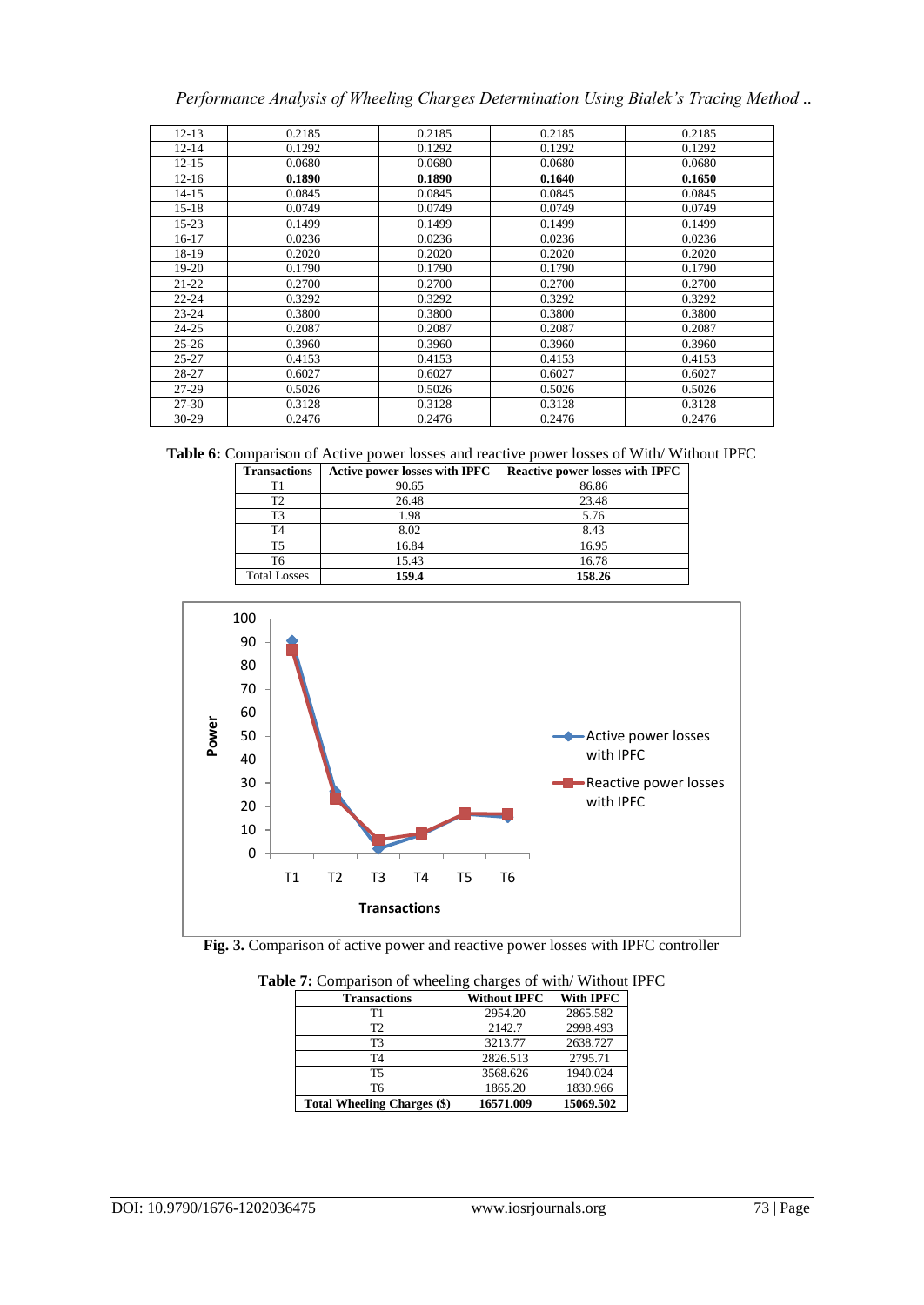| 12-13 | 0.2185 | 0.2185 | 0.2185 | 0.2185 |
|---|---|---|---|---|
| 12-14 | 0.1292 | 0.1292 | 0.1292 | 0.1292 |
| 12-15 | 0.0680 | 0.0680 | 0.0680 | 0.0680 |
| 12-16 | **0.1890** | **0.1890** | **0.1640** | **0.1650** |
| 14-15 | 0.0845 | 0.0845 | 0.0845 | 0.0845 |
| 15-18 | 0.0749 | 0.0749 | 0.0749 | 0.0749 |
| 15-23 | 0.1499 | 0.1499 | 0.1499 | 0.1499 |
| 16-17 | 0.0236 | 0.0236 | 0.0236 | 0.0236 |
| 18-19 | 0.2020 | 0.2020 | 0.2020 | 0.2020 |
| 19-20 | 0.1790 | 0.1790 | 0.1790 | 0.1790 |
| 21-22 | 0.2700 | 0.2700 | 0.2700 | 0.2700 |
| 22-24 | 0.3292 | 0.3292 | 0.3292 | 0.3292 |
| 23-24 | 0.3800 | 0.3800 | 0.3800 | 0.3800 |
| 24-25 | 0.2087 | 0.2087 | 0.2087 | 0.2087 |
| 25-26 | 0.3960 | 0.3960 | 0.3960 | 0.3960 |
| 25-27 | 0.4153 | 0.4153 | 0.4153 | 0.4153 |
| 28-27 | 0.6027 | 0.6027 | 0.6027 | 0.6027 |
| 27-29 | 0.5026 | 0.5026 | 0.5026 | 0.5026 |
| 27-30 | 0.3128 | 0.3128 | 0.3128 | 0.3128 |
| 30-29 | 0.2476 | 0.2476 | 0.2476 | 0.2476 |

**Table 6:** Comparison of Active power losses and reactive power losses of With/ Without IPFC

| Transactions | Active power losses with IPFC | Reactive power losses with IPFC |
|---|---|---|
| T1 | 90.65 | 86.86 |
| T2 | 26.48 | 23.48 |
| T3 | 1.98 | 5.76 |
| T4 | 8.02 | 8.43 |
| T5 | 16.84 | 16.95 |
| T6 | 15.43 | 16.78 |
| Total Losses | **159.4** | **158.26** |

**Fig. 3.** Comparison of active power and reactive power losses with IPFC controller

**Table 7:** Comparison of wheeling charges of with/ Without IPFC

| Transactions | Without IPFC | With IPFC |
|---|---|---|
| T1 | 2954.20 | 2865.582 |
| T2 | 2142.7 | 2998.493 |
| T3 | 3213.77 | 2638.727 |
| T4 | 2826.513 | 2795.71 |
| T5 | 3568.626 | 1940.024 |
| T6 | 1865.20 | 1830.966 |
| **Total Wheeling Charges ($)** | **16571.009** | **15069.502** |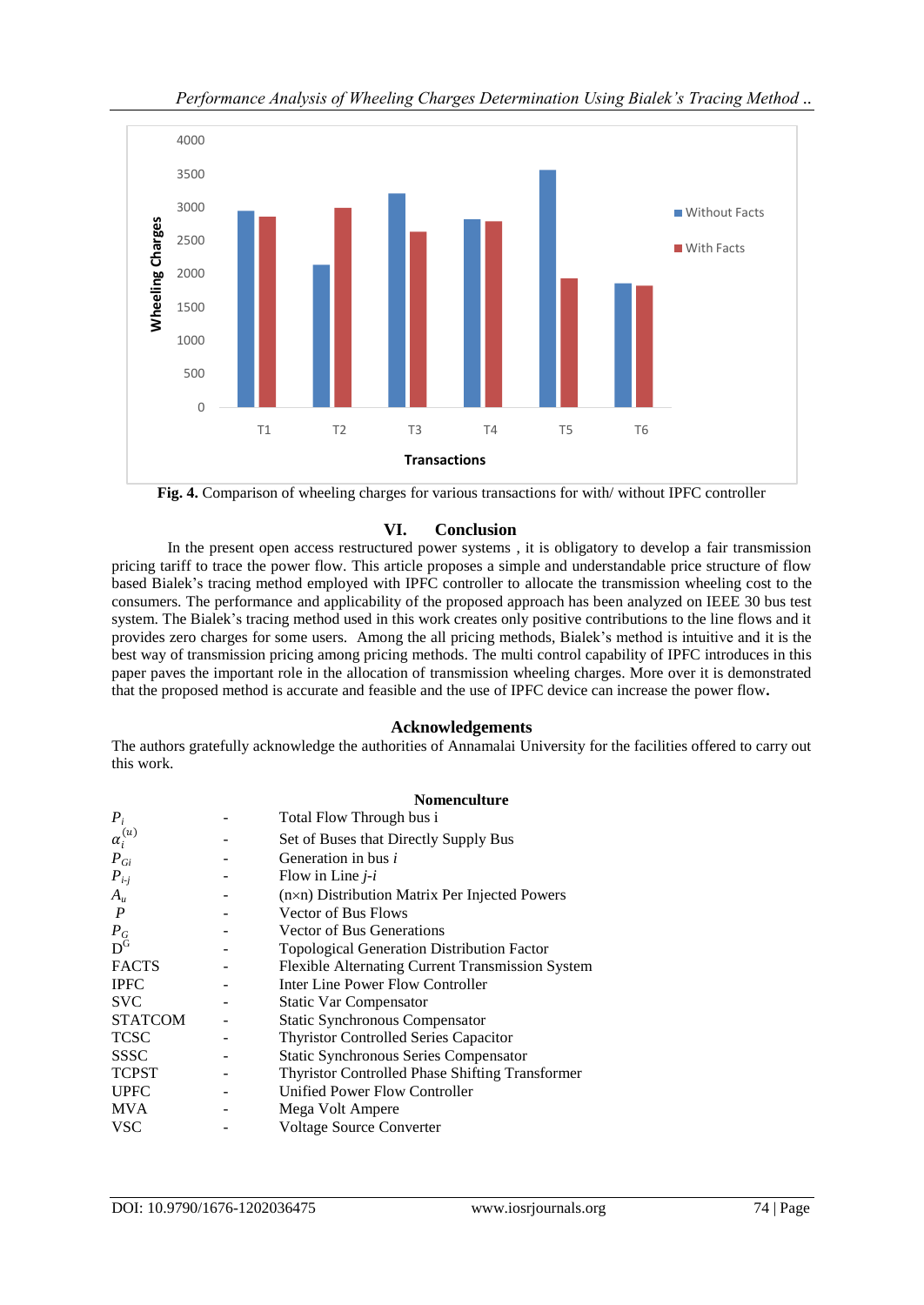Fig. 4. Comparison of wheeling charges for various transactions for with/ without IPFC controller

## VI. Conclusion

In the present open access restructured power systems , it is obligatory to develop a fair transmission pricing tariff to trace the power flow. This article proposes a simple and understandable price structure of flow based Bialek's tracing method employed with IPFC controller to allocate the transmission wheeling cost to the consumers. The performance and applicability of the proposed approach has been analyzed on IEEE 30 bus test system. The Bialek's tracing method used in this work creates only positive contributions to the line flows and it provides zero charges for some users. Among the all pricing methods, Bialek's method is intuitive and it is the best way of transmission pricing among pricing methods. The multi control capability of IPFC introduces in this paper paves the important role in the allocation of transmission wheeling charges. More over it is demonstrated that the proposed method is accurate and feasible and the use of IPFC device can increase the power flow**.**

## Acknowledgements

The authors gratefully acknowledge the authorities of Annamalai University for the facilities offered to carry out this work.

## Nomenculture

| | | |
|---|---|---|
| $P_i$ | - | Total Flow Through bus i |
| $\alpha_i^{(u)}$ | - | Set of Buses that Directly Supply Bus |
| $P_{Gi}$ | - | Generation in bus *i* |
| $P_{i\text{-}j}$ | - | Flow in Line *j-i* |
| $A_u$ | - | (n×n) Distribution Matrix Per Injected Powers |
| $P$ | - | Vector of Bus Flows |
| $P_G$ | - | Vector of Bus Generations |
| $D^G$ | - | Topological Generation Distribution Factor |
| FACTS | - | Flexible Alternating Current Transmission System |
| IPFC | - | Inter Line Power Flow Controller |
| SVC | - | Static Var Compensator |
| STATCOM | - | Static Synchronous Compensator |
| TCSC | - | Thyristor Controlled Series Capacitor |
| SSSC | - | Static Synchronous Series Compensator |
| TCPST | - | Thyristor Controlled Phase Shifting Transformer |
| UPFC | - | Unified Power Flow Controller |
| MVA | - | Mega Volt Ampere |
| VSC | - | Voltage Source Converter |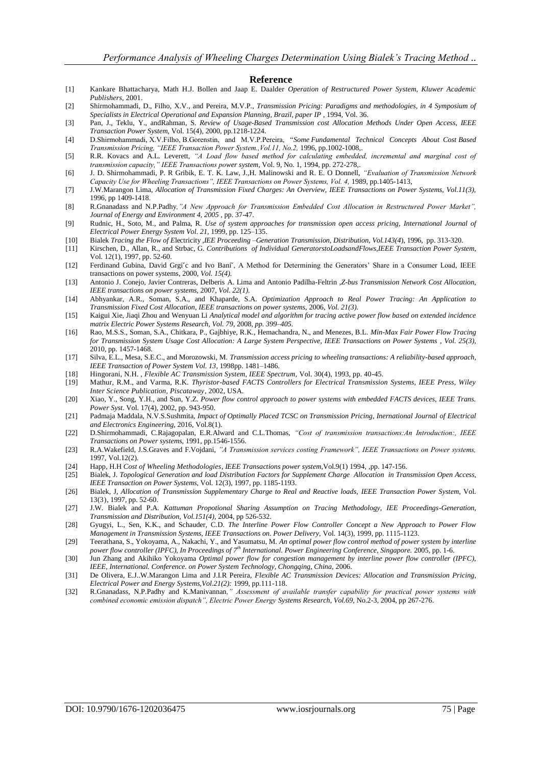## Reference

[1] Kankare Bhattacharya, Math H.J. Bollen and Jaap E. Daalder *Operation of Restructured Power System, Kluwer Academic Publishers*, 2001.

[2] Shirmohammadi, D., Filho, X.V., and Pereira, M.V.P., *Transmission Pricing: Paradigms and methodologies, in 4 Symposium of Specialists in Electrical Operational and Expansion Planning, Brazil, paper IP* , 1994, Vol. 36.

[3] Pan, J., Teklu, Y., andRahman, S. *Review of Usage-Based Transmission cost Allocation Methods Under Open Access, IEEE Transaction Power System*, Vol. 15(4), 2000, pp.1218-1224.

[4] D.Shirmohammadi, X.V.Filho, B.Gorenstin, and M.V.P.Pereira, "*Some Fundamental Technical Concepts About Cost Based Transmission Pricing, "IEEE Transaction Power System.,Vol.11, No.2,* 1996, pp.1002-1008,.

[5] R.R. Kovacs and A.L. Leverett, *"A Load flow based method for calculating embedded, incremental and marginal cost of transmission capacity," IEEE Transactions power system*, Vol. 9, No. 1, 1994, pp. 272-278,.

[6] J. D. Shirmohammadi, P. R Gribik, E. T. K. Law, J.,H. Malinowski and R. E. O Donnell, *"Evaluation of Transmission Network Capacity Use for Wheeling Transactions", IEEE Transactions on Power Systems, Vol. 4,* 1989, pp.1405-1413,

[7] J.W.Marangon Lima, *Allocation of Transmission Fixed Charges: An Overview, IEEE Transactions on Power Systems, Vol.11(3),* 1996, pp 1409-1418.

[8] R.Gnanadass and N.P.Padhy*,"A New Approach for Transmission Embedded Cost Allocation in Restructured Power Market", Journal of Energy and Environment 4, 2005* , pp. 37-47.

[9] Rudnic, H., Soto, M., and Palma, R. *Use of system approaches for transmission open access pricing, International Journal of Electrical Power Energy System Vol. 21*, 1999, pp. 125–135.

[10] Bialek *Tracing the Flow of E*lectricity *,IEE Proceeding –Generation Transmission, Distribution, Vol.143(4*), 1996, pp. 313-320.

[11] Kirschen, D., Allan, R., and Strbac, G. *Contributions of Individual GeneratorstoLoadsandFlows,IEEE Transaction Power System*, Vol. 12(1), 1997, pp. 52-60.

[12] Ferdinand Gubina, David Grgiˇc and Ivo Baniˇ, A Method for Determining the Generators' Share in a Consumer Load, IEEE transactions on power systems, 2000, *Vol. 15(4).*

[13] Antonio J. Conejo, Javier Contreras, Delberis A. Lima and Antonio Padilha-Feltrin *,Z-bus Transmission Network Cost Allocation, IEEE transactions on power systems*, 2007, *Vol. 22(1).*

[14] Abhyankar, A.R., Soman, S.A., and Khaparde, S.A. *Optimization Approach to Real Power Tracing: An Application to Transmission Fixed Cost Allocation, IEEE transactions on power systems*, 2006, *Vol. 21(3).*

[15] Kaigui Xie, Jiaqi Zhou and Wenyuan Li *Analytical model and algorithm for tracing active power flow based on extended incidence matrix Electric Power Systems Research, Vol. 79*, 2008, *pp. 399–405.*

[16] Rao, M.S.S., Soman, S.A., Chitkara, P., Gajbhiye, R.K., Hemachandra, N., and Menezes, B.L. *Min-Max Fair Power Flow Tracing for Transmission System Usage Cost Allocation: A Large System Perspective, IEEE Transactions on Power Systems , Vol. 25(3)*, 2010, pp. 1457-1468.

[17] Silva, E.L., Mesa, S.E.C., and Morozowski, M. *Transmission access pricing to wheeling transactions: A reliability-based approach, IEEE Transaction of Power System Vol. 13*, 1998pp. 1481–1486.

[18] Hingorani, N.H. , *Flexible AC Transmission System, IEEE Spectrum*, Vol. 30(4), 1993, pp. 40-45.

[19] Mathur, R.M., and Varma, R.K. *Thyristor-based FACTS Controllers for Electrical Transmission Systems, IEEE Press, Wiley Inter Science Publication, Piscataway*, 2002, USA.

[20] Xiao, Y., Song, Y.H., and Sun, Y.Z. *Power flow control approach to power systems with embedded FACTS devices, IEEE Trans. Power Syst.* Vol. 17(4), 2002, pp. 943-950.

[21] Padmaja Maddala, N.V.S.Sushmita, *Impact of Optimally Placed TCSC on Transmission Pricing, Inernational Journal of Electrical and Electronics Engineering*, 2016, Vol.8(1).

[22] D.Shirmohammadi, C.Rajagopalan, E.R.Alward and C.L.Thomas, *"Cost of transmission transactions:An Introduction:, IEEE Transactions on Power systems,* 1991, pp.1546-1556.

[23] R.A.Wakefield, J.S.Graves and F.Vojdani, *"A Transmission services costing Framework", IEEE Transactions on Power systems,* 1997, Vol.12(2).

[24] Happ, H.H *Cost of Wheeling Methodologies, IEEE Transactions power system*,Vol.9(1) 1994, ,pp. 147-156.

[25] Bialek, J. *Topological Generation and load Distribution Factors for Supplement Charge Allocation in Transmission Open Access, IEEE Transaction on Power Systems*, Vol. 12(3), 1997, pp. 1185-1193.

[26] Bialek, J, *Allocation of Transmission Supplementary Charge to Real and Reactive loads, IEEE Transaction Power System*, Vol. 13(3), 1997, pp. 52-60.

[27] J.W. Bialek and P.A. *Kattuman Propotional Sharing Assumption on Tracing Methodology, IEE Proceedings-Generation, Transmission and Distribution, Vol.151(4),* 2004, pp 526-532.

[28] Gyugyi, L., Sen, K.K., and Schauder, C.D. *The Interline Power Flow Controller Concept a New Approach to Power Flow Management in Transmission Systems, IEEE Transactions on. Power Delivery*, Vol. 14(3), 1999, pp. 1115-1123.

[29] Teerathana, S., Yokoyama, A., Nakachi, Y., and Yasumatsu, M. *An optimal power flow control method of power system by interline power flow controller (IPFC), In Proceedings of 7th International. Power Engineering Conference, Singapore.* 2005, pp. 1-6.

[30] Jun Zhang and Akihiko Yokoyama *Optimal power flow for congestion management by interline power flow controller (IPFC), IEEE, International. Conference. on Power System Technology, Chongqing, China,* 2006.

[31] De Olivera, E.J..W.Marangon Lima and J.I.R Pereira, *Flexible AC Transmission Devices: Allocation and Transmission Pricing, Electrical Power and Energy Systems,Vol.21(2):* 1999, pp.111-118.

[32] R.Gnanadass, N.P.Padhy and K.Manivannan*," Assessment of available transfer capability for practical power systems with combined economic emission dispatch", Electric Power Energy Systems Research, Vol.69*, No.2-3, 2004, pp 267-276.